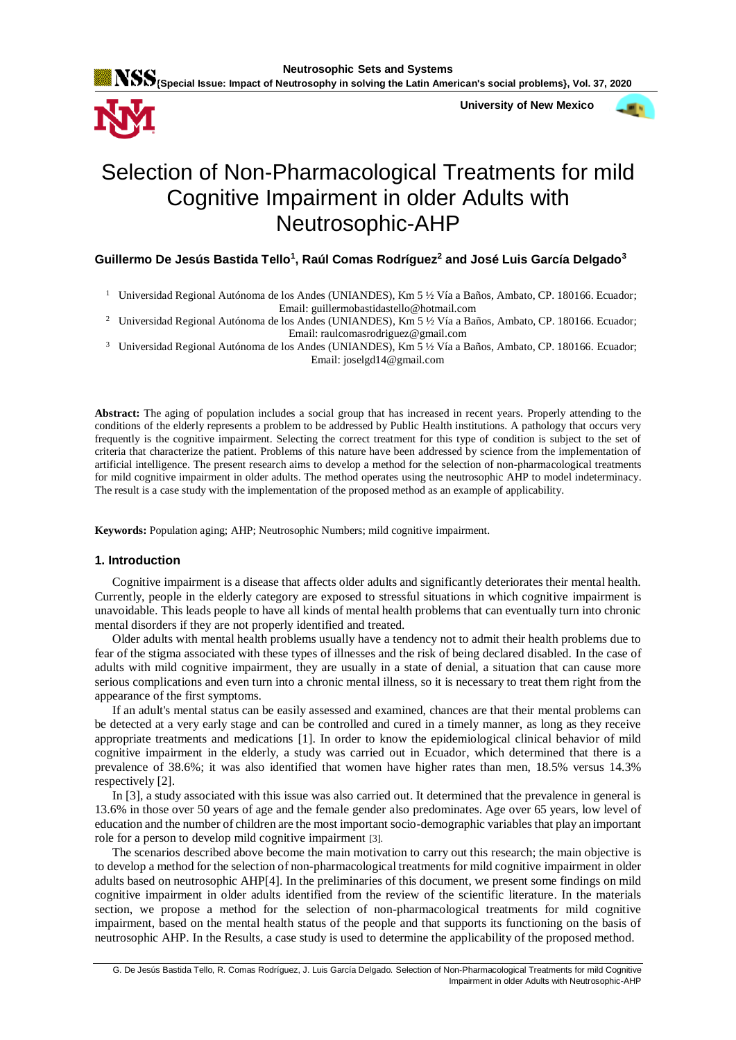# Selection of Non-Pharmacological Treatments for mild Cognitive Impairment in older Adults with Neutrosophic-AHP

**Guillermo De Jesús Bastida Tello[1], Raúl Comas Rodríguez[2] and José Luis García Delgado[3]**

[1] Universidad Regional Autónoma de los Andes (UNIANDES), Km 5 ½ Vía a Baños, Ambato, CP. 180166. Ecuador; Email: guillermobastidastello@hotmail.com

[2] Universidad Regional Autónoma de los Andes (UNIANDES), Km 5 ½ Vía a Baños, Ambato, CP. 180166. Ecuador; Email: raulcomasrodriguez@gmail.com

[3] Universidad Regional Autónoma de los Andes (UNIANDES), Km 5 ½ Vía a Baños, Ambato, CP. 180166. Ecuador; Email: joselgd14@gmail.com

**Abstract:** The aging of population includes a social group that has increased in recent years. Properly attending to the conditions of the elderly represents a problem to be addressed by Public Health institutions. A pathology that occurs very frequently is the cognitive impairment. Selecting the correct treatment for this type of condition is subject to the set of criteria that characterize the patient. Problems of this nature have been addressed by science from the implementation of artificial intelligence. The present research aims to develop a method for the selection of non-pharmacological treatments for mild cognitive impairment in older adults. The method operates using the neutrosophic AHP to model indeterminacy. The result is a case study with the implementation of the proposed method as an example of applicability.

**Keywords:** Population aging; AHP; Neutrosophic Numbers; mild cognitive impairment.

## 1. Introduction

Cognitive impairment is a disease that affects older adults and significantly deteriorates their mental health. Currently, people in the elderly category are exposed to stressful situations in which cognitive impairment is unavoidable. This leads people to have all kinds of mental health problems that can eventually turn into chronic mental disorders if they are not properly identified and treated.

Older adults with mental health problems usually have a tendency not to admit their health problems due to fear of the stigma associated with these types of illnesses and the risk of being declared disabled. In the case of adults with mild cognitive impairment, they are usually in a state of denial, a situation that can cause more serious complications and even turn into a chronic mental illness, so it is necessary to treat them right from the appearance of the first symptoms.

If an adult's mental status can be easily assessed and examined, chances are that their mental problems can be detected at a very early stage and can be controlled and cured in a timely manner, as long as they receive appropriate treatments and medications [1]. In order to know the epidemiological clinical behavior of mild cognitive impairment in the elderly, a study was carried out in Ecuador, which determined that there is a prevalence of 38.6%; it was also identified that women have higher rates than men, 18.5% versus 14.3% respectively [2].

In [3], a study associated with this issue was also carried out. It determined that the prevalence in general is 13.6% in those over 50 years of age and the female gender also predominates. Age over 65 years, low level of education and the number of children are the most important socio-demographic variables that play an important role for a person to develop mild cognitive impairment [3].

The scenarios described above become the main motivation to carry out this research; the main objective is to develop a method for the selection of non-pharmacological treatments for mild cognitive impairment in older adults based on neutrosophic AHP[4]. In the preliminaries of this document, we present some findings on mild cognitive impairment in older adults identified from the review of the scientific literature. In the materials section, we propose a method for the selection of non-pharmacological treatments for mild cognitive impairment, based on the mental health status of the people and that supports its functioning on the basis of neutrosophic AHP. In the Results, a case study is used to determine the applicability of the proposed method.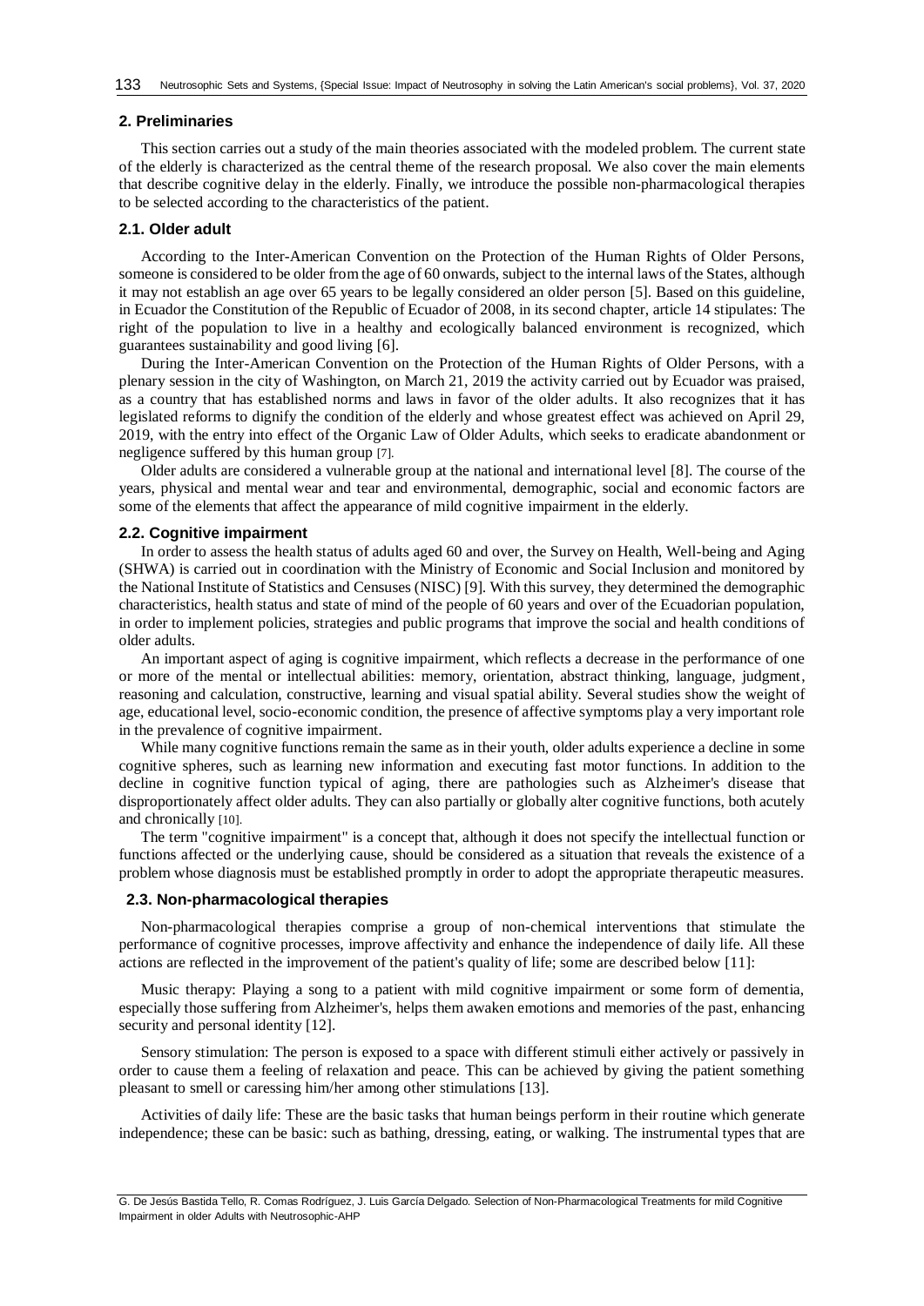## 2. Preliminaries

This section carries out a study of the main theories associated with the modeled problem. The current state of the elderly is characterized as the central theme of the research proposal. We also cover the main elements that describe cognitive delay in the elderly. Finally, we introduce the possible non-pharmacological therapies to be selected according to the characteristics of the patient.

### 2.1. Older adult

According to the Inter-American Convention on the Protection of the Human Rights of Older Persons, someone is considered to be older from the age of 60 onwards, subject to the internal laws of the States, although it may not establish an age over 65 years to be legally considered an older person [5]. Based on this guideline, in Ecuador the Constitution of the Republic of Ecuador of 2008, in its second chapter, article 14 stipulates: The right of the population to live in a healthy and ecologically balanced environment is recognized, which guarantees sustainability and good living [6].

During the Inter-American Convention on the Protection of the Human Rights of Older Persons, with a plenary session in the city of Washington, on March 21, 2019 the activity carried out by Ecuador was praised, as a country that has established norms and laws in favor of the older adults. It also recognizes that it has legislated reforms to dignify the condition of the elderly and whose greatest effect was achieved on April 29, 2019, with the entry into effect of the Organic Law of Older Adults, which seeks to eradicate abandonment or negligence suffered by this human group [7].

Older adults are considered a vulnerable group at the national and international level [8]. The course of the years, physical and mental wear and tear and environmental, demographic, social and economic factors are some of the elements that affect the appearance of mild cognitive impairment in the elderly.

### 2.2. Cognitive impairment

In order to assess the health status of adults aged 60 and over, the Survey on Health, Well-being and Aging (SHWA) is carried out in coordination with the Ministry of Economic and Social Inclusion and monitored by the National Institute of Statistics and Censuses (NISC) [9]. With this survey, they determined the demographic characteristics, health status and state of mind of the people of 60 years and over of the Ecuadorian population, in order to implement policies, strategies and public programs that improve the social and health conditions of older adults.

An important aspect of aging is cognitive impairment, which reflects a decrease in the performance of one or more of the mental or intellectual abilities: memory, orientation, abstract thinking, language, judgment, reasoning and calculation, constructive, learning and visual spatial ability. Several studies show the weight of age, educational level, socio-economic condition, the presence of affective symptoms play a very important role in the prevalence of cognitive impairment.

While many cognitive functions remain the same as in their youth, older adults experience a decline in some cognitive spheres, such as learning new information and executing fast motor functions. In addition to the decline in cognitive function typical of aging, there are pathologies such as Alzheimer's disease that disproportionately affect older adults. They can also partially or globally alter cognitive functions, both acutely and chronically [10].

The term "cognitive impairment" is a concept that, although it does not specify the intellectual function or functions affected or the underlying cause, should be considered as a situation that reveals the existence of a problem whose diagnosis must be established promptly in order to adopt the appropriate therapeutic measures.

### 2.3. Non-pharmacological therapies

Non-pharmacological therapies comprise a group of non-chemical interventions that stimulate the performance of cognitive processes, improve affectivity and enhance the independence of daily life. All these actions are reflected in the improvement of the patient's quality of life; some are described below [11]:

Music therapy: Playing a song to a patient with mild cognitive impairment or some form of dementia, especially those suffering from Alzheimer's, helps them awaken emotions and memories of the past, enhancing security and personal identity [12].

Sensory stimulation: The person is exposed to a space with different stimuli either actively or passively in order to cause them a feeling of relaxation and peace. This can be achieved by giving the patient something pleasant to smell or caressing him/her among other stimulations [13].

Activities of daily life: These are the basic tasks that human beings perform in their routine which generate independence; these can be basic: such as bathing, dressing, eating, or walking. The instrumental types that are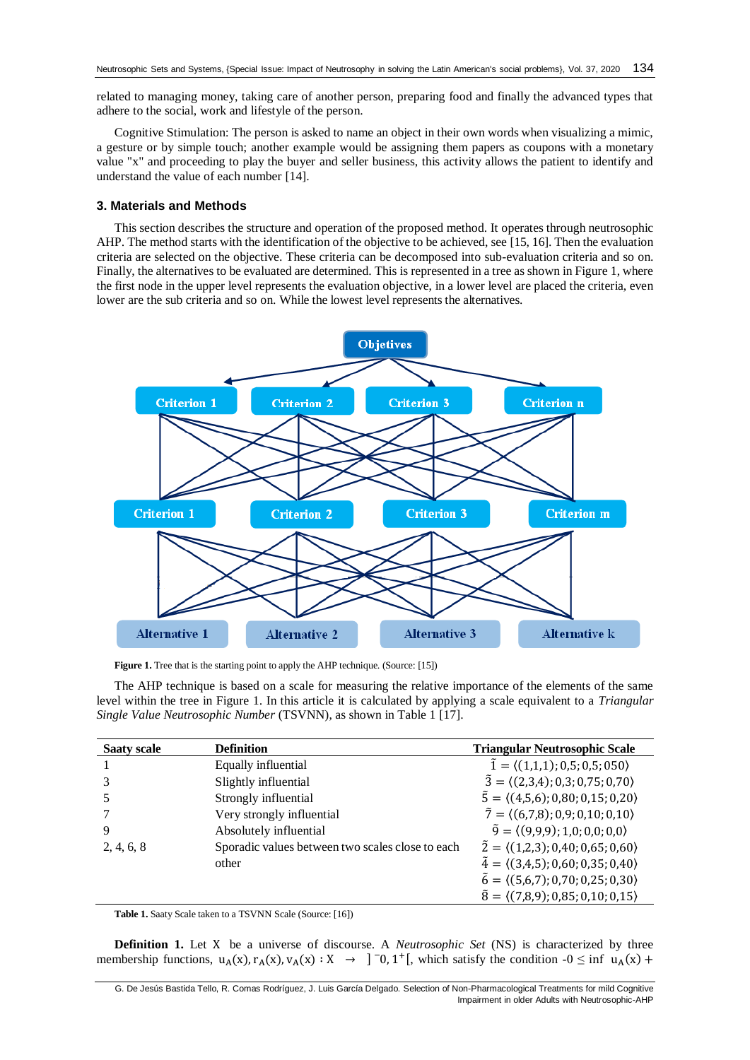related to managing money, taking care of another person, preparing food and finally the advanced types that adhere to the social, work and lifestyle of the person.

Cognitive Stimulation: The person is asked to name an object in their own words when visualizing a mimic, a gesture or by simple touch; another example would be assigning them papers as coupons with a monetary value "x" and proceeding to play the buyer and seller business, this activity allows the patient to identify and understand the value of each number [14].

## 3. Materials and Methods

This section describes the structure and operation of the proposed method. It operates through neutrosophic AHP. The method starts with the identification of the objective to be achieved, see [15, 16]. Then the evaluation criteria are selected on the objective. These criteria can be decomposed into sub-evaluation criteria and so on. Finally, the alternatives to be evaluated are determined. This is represented in a tree as shown in Figure 1, where the first node in the upper level represents the evaluation objective, in a lower level are placed the criteria, even lower are the sub criteria and so on. While the lowest level represents the alternatives.

Objetives

Criterion 1 | Criterion 2 | Criterion 3 | Criterion n

Criterion 1 | Criterion 2 | Criterion 3 | Criterion m

Alternative 1 | Alternative 2 | Alternative 3 | Alternative k

**Figure 1.** Tree that is the starting point to apply the AHP technique. (Source: [15])

The AHP technique is based on a scale for measuring the relative importance of the elements of the same level within the tree in Figure 1. In this article it is calculated by applying a scale equivalent to a *Triangular Single Value Neutrosophic Number* (TSVNN), as shown in Table 1 [17].

| Saaty scale | Definition | Triangular Neutrosophic Scale |
|---|---|---|
| 1 | Equally influential | $\tilde{1} = \langle(1,1,1); 0{,}5; 0{,}5; 050\rangle$ |
| 3 | Slightly influential | $\tilde{3} = \langle(2,3,4); 0{,}3; 0{,}75; 0{,}70\rangle$ |
| 5 | Strongly influential | $\tilde{5} = \langle(4,5,6); 0{,}80; 0{,}15; 0{,}20\rangle$ |
| 7 | Very strongly influential | $\tilde{7} = \langle(6,7,8); 0{,}9; 0{,}10; 0{,}10\rangle$ |
| 9 | Absolutely influential | $\tilde{9} = \langle(9,9,9); 1{,}0; 0{,}0; 0{,}0\rangle$ |
| 2, 4, 6, 8 | Sporadic values between two scales close to each other | $\tilde{2} = \langle(1,2,3); 0{,}40; 0{,}65; 0{,}60\rangle$ <br> $\tilde{4} = \langle(3,4,5); 0{,}60; 0{,}35; 0{,}40\rangle$ <br> $\tilde{6} = \langle(5,6,7); 0{,}70; 0{,}25; 0{,}30\rangle$ <br> $\tilde{8} = \langle(7,8,9); 0{,}85; 0{,}10; 0{,}15\rangle$ |

**Table 1.** Saaty Scale taken to a TSVNN Scale (Source: [16])

**Definition 1.** Let X be a universe of discourse. A *Neutrosophic Set* (NS) is characterized by three membership functions, $u_A(x), r_A(x), v_A(x) : X \rightarrow ]^{-}0, 1^{+}[$, which satisfy the condition $-0 \leq \inf\ u_A(x) +$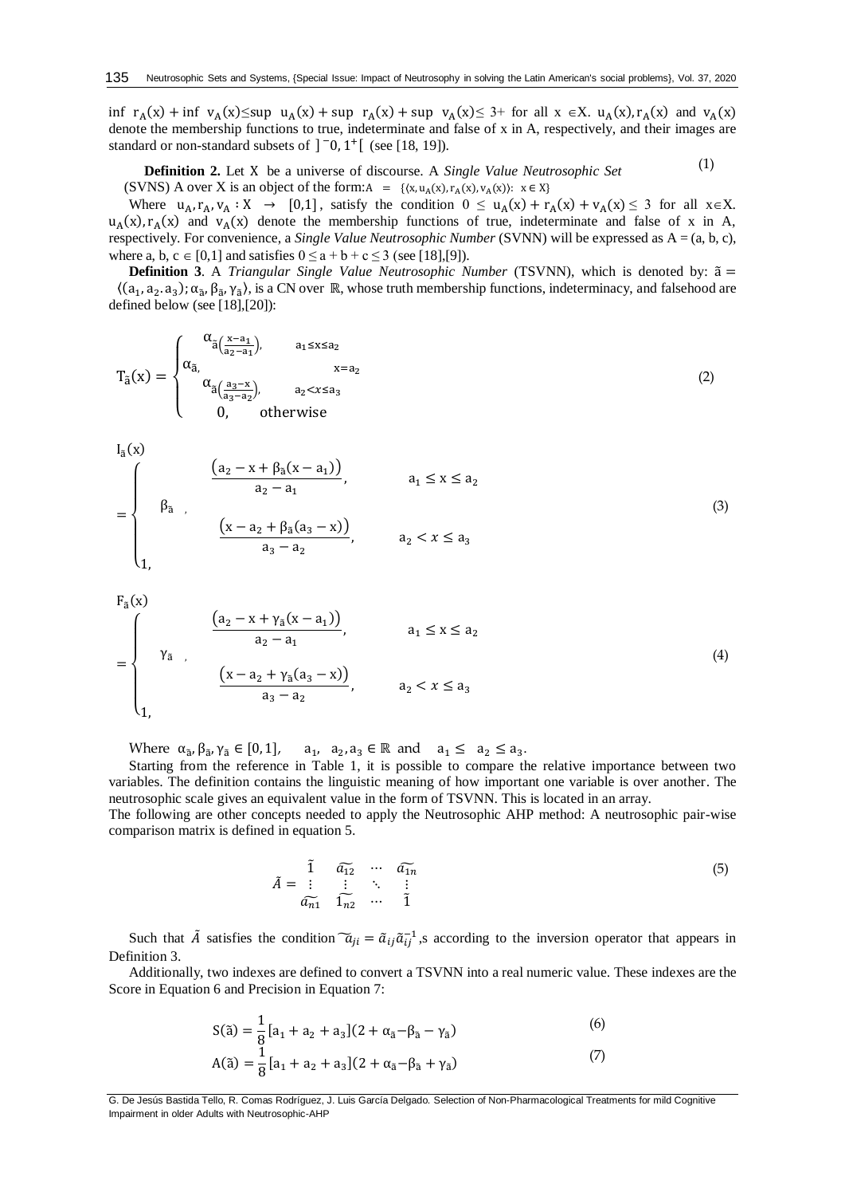inf $r_A(x)$ + inf $v_A(x) \leq$ sup $u_A(x)$ + sup $r_A(x)$ + sup $v_A(x) \leq 3+$ for all $x \in X$. $u_A(x), r_A(x)$ and $v_A(x)$ denote the membership functions to true, indeterminate and false of x in A, respectively, and their images are standard or non-standard subsets of $]^-0, 1^+[$ (see [18, 19]).

**Definition 2.** Let X be a universe of discourse. A *Single Value Neutrosophic Set* (SVNS) A over X is an object of the form: $A = \{\langle x, u_A(x), r_A(x), v_A(x)\rangle : x \in X\}$ (1)

Where $u_A, r_A, v_A : X \rightarrow [0,1]$, satisfy the condition $0 \leq u_A(x) + r_A(x) + v_A(x) \leq 3$ for all $x \in X$. $u_A(x), r_A(x)$ and $v_A(x)$ denote the membership functions of true, indeterminate and false of x in A, respectively. For convenience, a *Single Value Neutrosophic Number* (SVNN) will be expressed as A = (a, b, c), where a, b, c ∈ [0,1] and satisfies $0 \leq a + b + c \leq 3$ (see [18],[9]).

**Definition 3**. A *Triangular Single Value Neutrosophic Number* (TSVNN), which is denoted by: $\tilde{a} = \langle (a_1, a_2. a_3); \alpha_{\tilde{a}}, \beta_{\tilde{a}}, \gamma_{\tilde{a}} \rangle$, is a CN over $\mathbb{R}$, whose truth membership functions, indeterminacy, and falsehood are defined below (see [18],[20]):

$$T_{\tilde{a}}(x) = \begin{cases} \alpha_{\tilde{a}\left(\frac{x-a_1}{a_2-a_1}\right)}, & a_1 \leq x \leq a_2 \\ \alpha_{\tilde{a}}, & x = a_2 \\ \alpha_{\tilde{a}\left(\frac{a_3-x}{a_3-a_2}\right)}, & a_2 < x \leq a_3 \\ 0, & \text{otherwise} \end{cases} \tag{2}$$

$$I_{\tilde{a}}(x) = \begin{cases} \frac{\left(a_2 - x + \beta_{\tilde{a}}(x - a_1)\right)}{a_2 - a_1}, & a_1 \leq x \leq a_2 \\ \beta_{\tilde{a}}, & \\ \frac{\left(x - a_2 + \beta_{\tilde{a}}(a_3 - x)\right)}{a_3 - a_2}, & a_2 < x \leq a_3 \\ 1, & \end{cases} \tag{3}$$

$$F_{\tilde{a}}(x) = \begin{cases} \frac{\left(a_2 - x + \gamma_{\tilde{a}}(x - a_1)\right)}{a_2 - a_1}, & a_1 \leq x \leq a_2 \\ \gamma_{\tilde{a}}, & \\ \frac{\left(x - a_2 + \gamma_{\tilde{a}}(a_3 - x)\right)}{a_3 - a_2}, & a_2 < x \leq a_3 \\ 1, & \end{cases} \tag{4}$$

Where $\alpha_{\tilde{a}}, \beta_{\tilde{a}}, \gamma_{\tilde{a}} \in [0,1]$, $a_1, a_2, a_3 \in \mathbb{R}$ and $a_1 \leq a_2 \leq a_3$.

Starting from the reference in Table 1, it is possible to compare the relative importance between two variables. The definition contains the linguistic meaning of how important one variable is over another. The neutrosophic scale gives an equivalent value in the form of TSVNN. This is located in an array.

The following are other concepts needed to apply the Neutrosophic AHP method: A neutrosophic pair-wise comparison matrix is defined in equation 5.

$$\tilde{A} = \begin{matrix} \tilde{1} & \widetilde{a_{12}} & \cdots & \widetilde{a_{1n}} \\ \vdots & \vdots & \ddots & \vdots \\ \widetilde{a_{n1}} & \widetilde{1_{n2}} & \cdots & \tilde{1} \end{matrix} \tag{5}$$

Such that $\tilde{A}$ satisfies the condition $\tilde{a}_{ji} = \tilde{a}_{ij}\tilde{a}_{ij}^{-1}$,s according to the inversion operator that appears in Definition 3.

Additionally, two indexes are defined to convert a TSVNN into a real numeric value. These indexes are the Score in Equation 6 and Precision in Equation 7:

$$S(\tilde{a}) = \frac{1}{8}[a_1 + a_2 + a_3](2 + \alpha_{\tilde{a}} - \beta_{\tilde{a}} - \gamma_{\tilde{a}}) \tag{6}$$

$$A(\tilde{a}) = \frac{1}{8}[a_1 + a_2 + a_3](2 + \alpha_{\tilde{a}} - \beta_{\tilde{a}} + \gamma_{\tilde{a}}) \tag{7}$$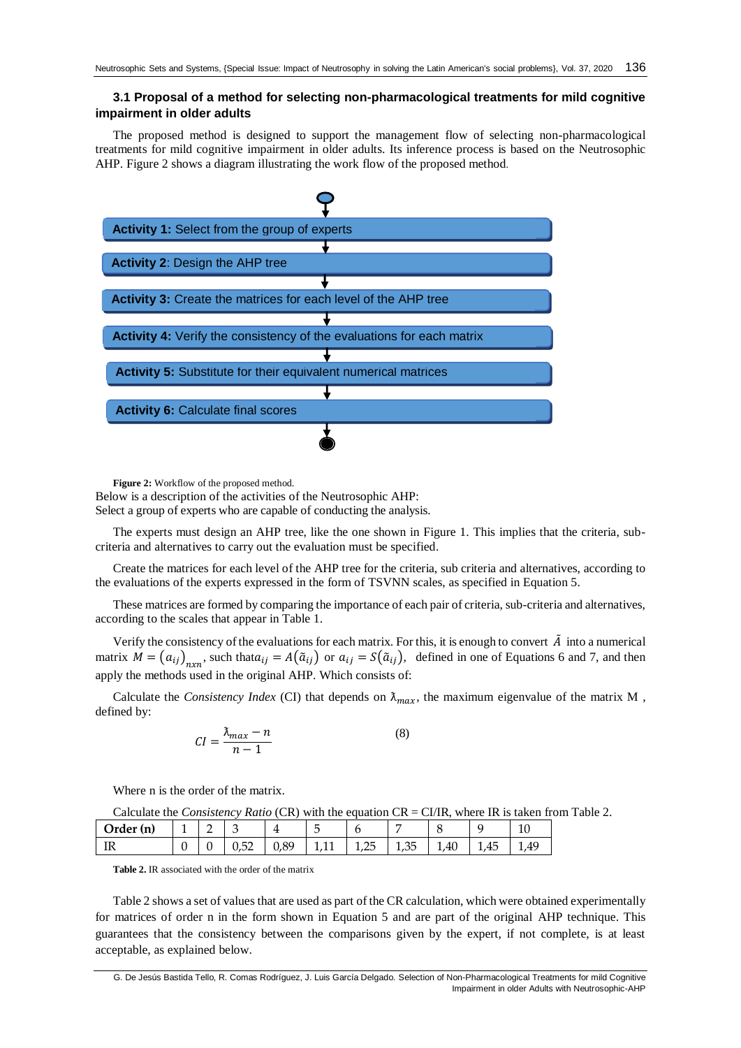### 3.1 Proposal of a method for selecting non-pharmacological treatments for mild cognitive impairment in older adults

The proposed method is designed to support the management flow of selecting non-pharmacological treatments for mild cognitive impairment in older adults. Its inference process is based on the Neutrosophic AHP. Figure 2 shows a diagram illustrating the work flow of the proposed method.

**Activity 1:** Select from the group of experts

**Activity 2**: Design the AHP tree

**Activity 3:** Create the matrices for each level of the AHP tree

**Activity 4:** Verify the consistency of the evaluations for each matrix

**Activity 5:** Substitute for their equivalent numerical matrices

**Activity 6:** Calculate final scores

**Figure 2:** Workflow of the proposed method.

Below is a description of the activities of the Neutrosophic AHP:
Select a group of experts who are capable of conducting the analysis.

The experts must design an AHP tree, like the one shown in Figure 1. This implies that the criteria, sub-criteria and alternatives to carry out the evaluation must be specified.

Create the matrices for each level of the AHP tree for the criteria, sub criteria and alternatives, according to the evaluations of the experts expressed in the form of TSVNN scales, as specified in Equation 5.

These matrices are formed by comparing the importance of each pair of criteria, sub-criteria and alternatives, according to the scales that appear in Table 1.

Verify the consistency of the evaluations for each matrix. For this, it is enough to convert $\tilde{A}$ into a numerical matrix $M = \left(a_{ij}\right)_{nxn}$, such that$a_{ij} = A\left(\tilde{a}_{ij}\right)$ or $a_{ij} = S\left(\tilde{a}_{ij}\right)$, defined in one of Equations 6 and 7, and then apply the methods used in the original AHP. Which consists of:

Calculate the *Consistency Index* (CI) that depends on $\lambda_{max}$, the maximum eigenvalue of the matrix M , defined by:

$$CI = \frac{\lambda_{max} - n}{n - 1} \tag{8}$$

Where n is the order of the matrix.

Calculate the *Consistency Ratio* (CR) with the equation CR = CI/IR, where IR is taken from Table 2.

| Order (n) | 1 | 2 | 3 | 4 | 5 | 6 | 7 | 8 | 9 | 10 |
|---|---|---|---|---|---|---|---|---|---|---|
| IR | 0 | 0 | 0,52 | 0,89 | 1,11 | 1,25 | 1,35 | 1,40 | 1,45 | 1,49 |

**Table 2.** IR associated with the order of the matrix

Table 2 shows a set of values that are used as part of the CR calculation, which were obtained experimentally for matrices of order n in the form shown in Equation 5 and are part of the original AHP technique. This guarantees that the consistency between the comparisons given by the expert, if not complete, is at least acceptable, as explained below.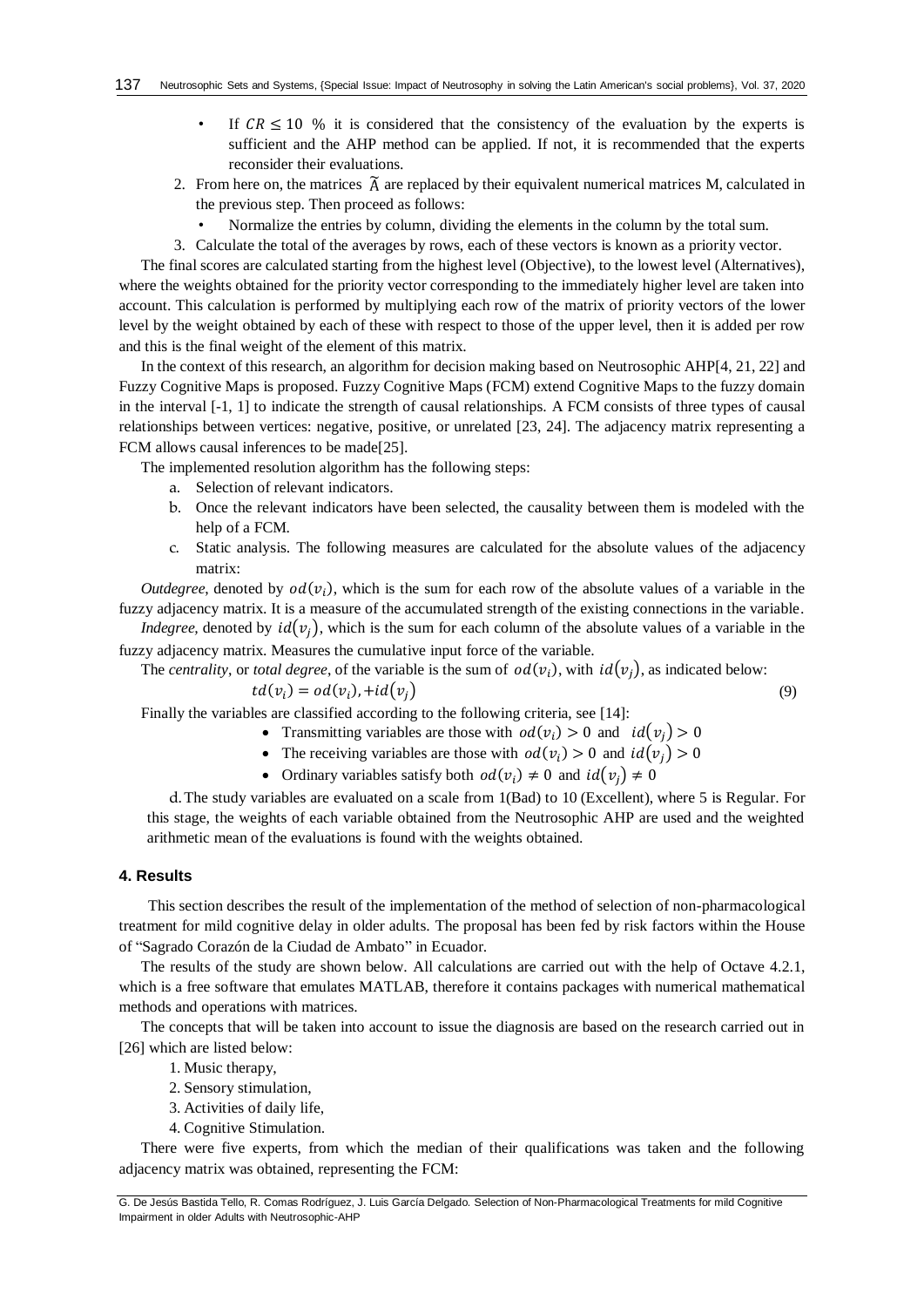- If $CR \leq 10$ % it is considered that the consistency of the evaluation by the experts is sufficient and the AHP method can be applied. If not, it is recommended that the experts reconsider their evaluations.

2. From here on, the matrices $\widetilde{A}$ are replaced by their equivalent numerical matrices M, calculated in the previous step. Then proceed as follows:
   - Normalize the entries by column, dividing the elements in the column by the total sum.
3. Calculate the total of the averages by rows, each of these vectors is known as a priority vector.

The final scores are calculated starting from the highest level (Objective), to the lowest level (Alternatives), where the weights obtained for the priority vector corresponding to the immediately higher level are taken into account. This calculation is performed by multiplying each row of the matrix of priority vectors of the lower level by the weight obtained by each of these with respect to those of the upper level, then it is added per row and this is the final weight of the element of this matrix.

In the context of this research, an algorithm for decision making based on Neutrosophic AHP[4, 21, 22] and Fuzzy Cognitive Maps is proposed. Fuzzy Cognitive Maps (FCM) extend Cognitive Maps to the fuzzy domain in the interval [-1, 1] to indicate the strength of causal relationships. A FCM consists of three types of causal relationships between vertices: negative, positive, or unrelated [23, 24]. The adjacency matrix representing a FCM allows causal inferences to be made[25].

The implemented resolution algorithm has the following steps:

a. Selection of relevant indicators.
b. Once the relevant indicators have been selected, the causality between them is modeled with the help of a FCM.
c. Static analysis. The following measures are calculated for the absolute values of the adjacency matrix:

*Outdegree*, denoted by $od(v_i)$, which is the sum for each row of the absolute values of a variable in the fuzzy adjacency matrix. It is a measure of the accumulated strength of the existing connections in the variable.

*Indegree*, denoted by $id(v_j)$, which is the sum for each column of the absolute values of a variable in the fuzzy adjacency matrix. Measures the cumulative input force of the variable.

The *centrality*, or *total degree*, of the variable is the sum of $od(v_i)$, with $id(v_j)$, as indicated below:

$$td(v_i) = od(v_i), +id(v_j) \tag{9}$$

Finally the variables are classified according to the following criteria, see [14]:

- Transmitting variables are those with $od(v_i) > 0$ and $id(v_j) > 0$
- The receiving variables are those with $od(v_i) > 0$ and $id(v_j) > 0$
- Ordinary variables satisfy both $od(v_i) \neq 0$ and $id(v_j) \neq 0$

d. The study variables are evaluated on a scale from 1(Bad) to 10 (Excellent), where 5 is Regular. For this stage, the weights of each variable obtained from the Neutrosophic AHP are used and the weighted arithmetic mean of the evaluations is found with the weights obtained.

## 4. Results

This section describes the result of the implementation of the method of selection of non-pharmacological treatment for mild cognitive delay in older adults. The proposal has been fed by risk factors within the House of "Sagrado Corazón de la Ciudad de Ambato" in Ecuador.

The results of the study are shown below. All calculations are carried out with the help of Octave 4.2.1, which is a free software that emulates MATLAB, therefore it contains packages with numerical mathematical methods and operations with matrices.

The concepts that will be taken into account to issue the diagnosis are based on the research carried out in [26] which are listed below:

1. Music therapy,
2. Sensory stimulation,
3. Activities of daily life,
4. Cognitive Stimulation.

There were five experts, from which the median of their qualifications was taken and the following adjacency matrix was obtained, representing the FCM: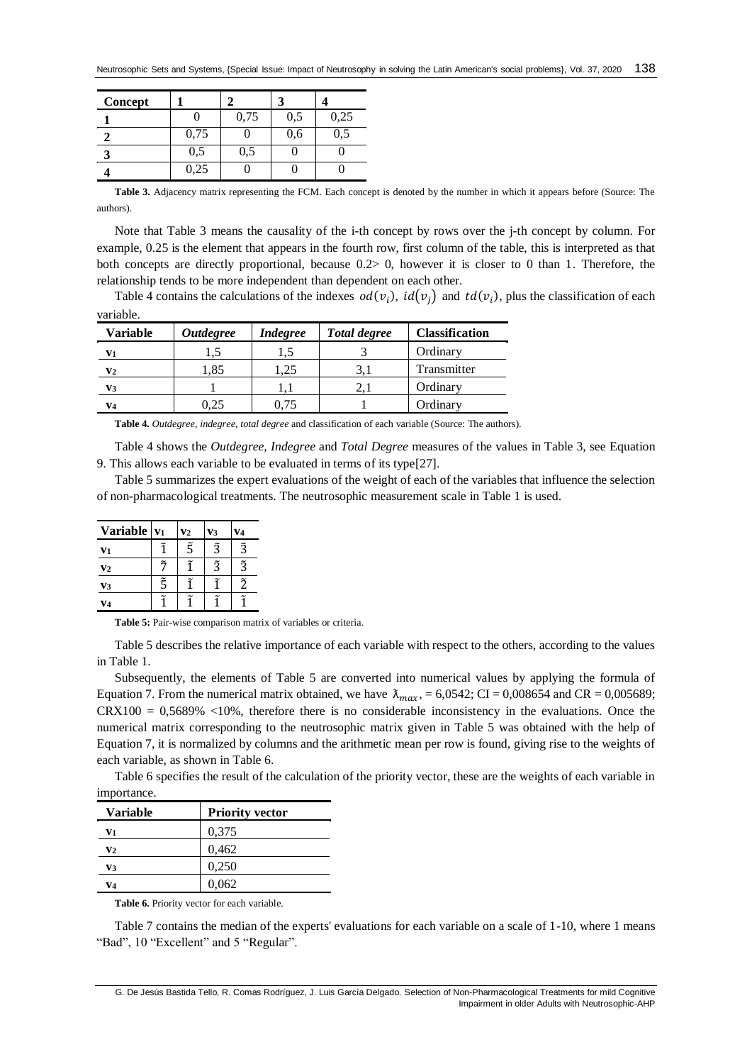| Concept | 1 | 2 | 3 | 4 |
|---|---|---|---|---|
| 1 | 0 | 0,75 | 0,5 | 0,25 |
| 2 | 0,75 | 0 | 0,6 | 0,5 |
| 3 | 0,5 | 0,5 | 0 | 0 |
| 4 | 0,25 | 0 | 0 | 0 |

**Table 3.** Adjacency matrix representing the FCM. Each concept is denoted by the number in which it appears before (Source: The authors).

Note that Table 3 means the causality of the i-th concept by rows over the j-th concept by column. For example, 0.25 is the element that appears in the fourth row, first column of the table, this is interpreted as that both concepts are directly proportional, because 0.2> 0, however it is closer to 0 than 1. Therefore, the relationship tends to be more independent than dependent on each other.

Table 4 contains the calculations of the indexes $od(v_i)$, $id(v_j)$ and $td(v_i)$, plus the classification of each variable.

| Variable | *Outdegree* | *Indegree* | *Total degree* | Classification |
|---|---|---|---|---|
| $v_1$ | 1,5 | 1,5 | 3 | Ordinary |
| $v_2$ | 1,85 | 1,25 | 3,1 | Transmitter |
| $v_3$ | 1 | 1,1 | 2,1 | Ordinary |
| $v_4$ | 0,25 | 0,75 | 1 | Ordinary |

**Table 4.** *Outdegree*, *indegree*, *total degree* and classification of each variable (Source: The authors).

Table 4 shows the *Outdegree, Indegree* and *Total Degree* measures of the values in Table 3, see Equation 9. This allows each variable to be evaluated in terms of its type[27].

Table 5 summarizes the expert evaluations of the weight of each of the variables that influence the selection of non-pharmacological treatments. The neutrosophic measurement scale in Table 1 is used.

| Variable | $v_1$ | $v_2$ | $v_3$ | $v_4$ |
|---|---|---|---|---|
| $v_1$ | $\tilde{1}$ | $\tilde{5}$ | $\tilde{3}$ | $\tilde{3}$ |
| $v_2$ | $\tilde{7}$ | $\tilde{1}$ | $\tilde{3}$ | $\tilde{3}$ |
| $v_3$ | $\tilde{5}$ | $\tilde{1}$ | $\tilde{1}$ | $\tilde{2}$ |
| $v_4$ | $\tilde{1}$ | $\tilde{1}$ | $\tilde{1}$ | $\tilde{1}$ |

**Table 5:** Pair-wise comparison matrix of variables or criteria.

Table 5 describes the relative importance of each variable with respect to the others, according to the values in Table 1.

Subsequently, the elements of Table 5 are converted into numerical values by applying the formula of Equation 7. From the numerical matrix obtained, we have $\lambda_{max}$, = 6,0542; CI = 0,008654 and CR = 0,005689; CRX100 = 0,5689% <10%, therefore there is no considerable inconsistency in the evaluations. Once the numerical matrix corresponding to the neutrosophic matrix given in Table 5 was obtained with the help of Equation 7, it is normalized by columns and the arithmetic mean per row is found, giving rise to the weights of each variable, as shown in Table 6.

Table 6 specifies the result of the calculation of the priority vector, these are the weights of each variable in importance.

| Variable | Priority vector |
|---|---|
| $v_1$ | 0,375 |
| $v_2$ | 0,462 |
| $v_3$ | 0,250 |
| $v_4$ | 0,062 |

**Table 6.** Priority vector for each variable.

Table 7 contains the median of the experts' evaluations for each variable on a scale of 1-10, where 1 means "Bad", 10 "Excellent" and 5 "Regular".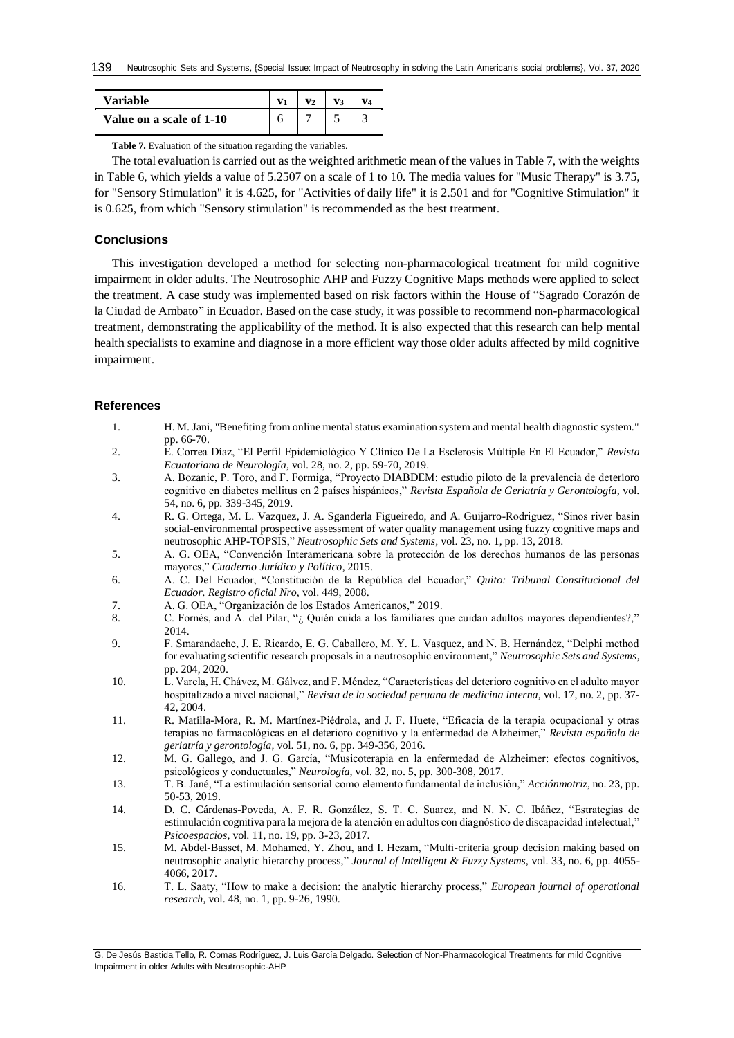| Variable | $v_1$ | $v_2$ | $v_3$ | $v_4$ |
|---|---|---|---|---|
| Value on a scale of 1-10 | 6 | 7 | 5 | 3 |

**Table 7.** Evaluation of the situation regarding the variables.

The total evaluation is carried out as the weighted arithmetic mean of the values in Table 7, with the weights in Table 6, which yields a value of 5.2507 on a scale of 1 to 10. The media values for "Music Therapy" is 3.75, for "Sensory Stimulation" it is 4.625, for "Activities of daily life" it is 2.501 and for "Cognitive Stimulation" it is 0.625, from which "Sensory stimulation" is recommended as the best treatment.

## Conclusions

This investigation developed a method for selecting non-pharmacological treatment for mild cognitive impairment in older adults. The Neutrosophic AHP and Fuzzy Cognitive Maps methods were applied to select the treatment. A case study was implemented based on risk factors within the House of "Sagrado Corazón de la Ciudad de Ambato" in Ecuador. Based on the case study, it was possible to recommend non-pharmacological treatment, demonstrating the applicability of the method. It is also expected that this research can help mental health specialists to examine and diagnose in a more efficient way those older adults affected by mild cognitive impairment.

## References

1. H. M. Jani, "Benefiting from online mental status examination system and mental health diagnostic system." pp. 66-70.
2. E. Correa Díaz, "El Perfil Epidemiológico Y Clínico De La Esclerosis Múltiple En El Ecuador," *Revista Ecuatoriana de Neurología*, vol. 28, no. 2, pp. 59-70, 2019.
3. A. Bozanic, P. Toro, and F. Formiga, "Proyecto DIABDEM: estudio piloto de la prevalencia de deterioro cognitivo en diabetes mellitus en 2 países hispánicos," *Revista Española de Geriatría y Gerontología*, vol. 54, no. 6, pp. 339-345, 2019.
4. R. G. Ortega, M. L. Vazquez, J. A. Sganderla Figueiredo, and A. Guijarro-Rodriguez, "Sinos river basin social-environmental prospective assessment of water quality management using fuzzy cognitive maps and neutrosophic AHP-TOPSIS," *Neutrosophic Sets and Systems*, vol. 23, no. 1, pp. 13, 2018.
5. A. G. OEA, "Convención Interamericana sobre la protección de los derechos humanos de las personas mayores," *Cuaderno Jurídico y Político*, 2015.
6. A. C. Del Ecuador, "Constitución de la República del Ecuador," *Quito: Tribunal Constitucional del Ecuador. Registro oficial Nro*, vol. 449, 2008.
7. A. G. OEA, "Organización de los Estados Americanos," 2019.
8. C. Fornés, and A. del Pilar, "¿ Quién cuida a los familiares que cuidan adultos mayores dependientes?," 2014.
9. F. Smarandache, J. E. Ricardo, E. G. Caballero, M. Y. L. Vasquez, and N. B. Hernández, "Delphi method for evaluating scientific research proposals in a neutrosophic environment," *Neutrosophic Sets and Systems*, pp. 204, 2020.
10. L. Varela, H. Chávez, M. Gálvez, and F. Méndez, "Características del deterioro cognitivo en el adulto mayor hospitalizado a nivel nacional," *Revista de la sociedad peruana de medicina interna*, vol. 17, no. 2, pp. 37-42, 2004.
11. R. Matilla-Mora, R. M. Martínez-Piédrola, and J. F. Huete, "Eficacia de la terapia ocupacional y otras terapias no farmacológicas en el deterioro cognitivo y la enfermedad de Alzheimer," *Revista española de geriatría y gerontología*, vol. 51, no. 6, pp. 349-356, 2016.
12. M. G. Gallego, and J. G. García, "Musicoterapia en la enfermedad de Alzheimer: efectos cognitivos, psicológicos y conductuales," *Neurología*, vol. 32, no. 5, pp. 300-308, 2017.
13. T. B. Jané, "La estimulación sensorial como elemento fundamental de inclusión," *Acciónmotriz*, no. 23, pp. 50-53, 2019.
14. D. C. Cárdenas-Poveda, A. F. R. González, S. T. C. Suarez, and N. N. C. Ibáñez, "Estrategias de estimulación cognitiva para la mejora de la atención en adultos con diagnóstico de discapacidad intelectual," *Psicoespacios*, vol. 11, no. 19, pp. 3-23, 2017.
15. M. Abdel-Basset, M. Mohamed, Y. Zhou, and I. Hezam, "Multi-criteria group decision making based on neutrosophic analytic hierarchy process," *Journal of Intelligent & Fuzzy Systems*, vol. 33, no. 6, pp. 4055-4066, 2017.
16. T. L. Saaty, "How to make a decision: the analytic hierarchy process," *European journal of operational research*, vol. 48, no. 1, pp. 9-26, 1990.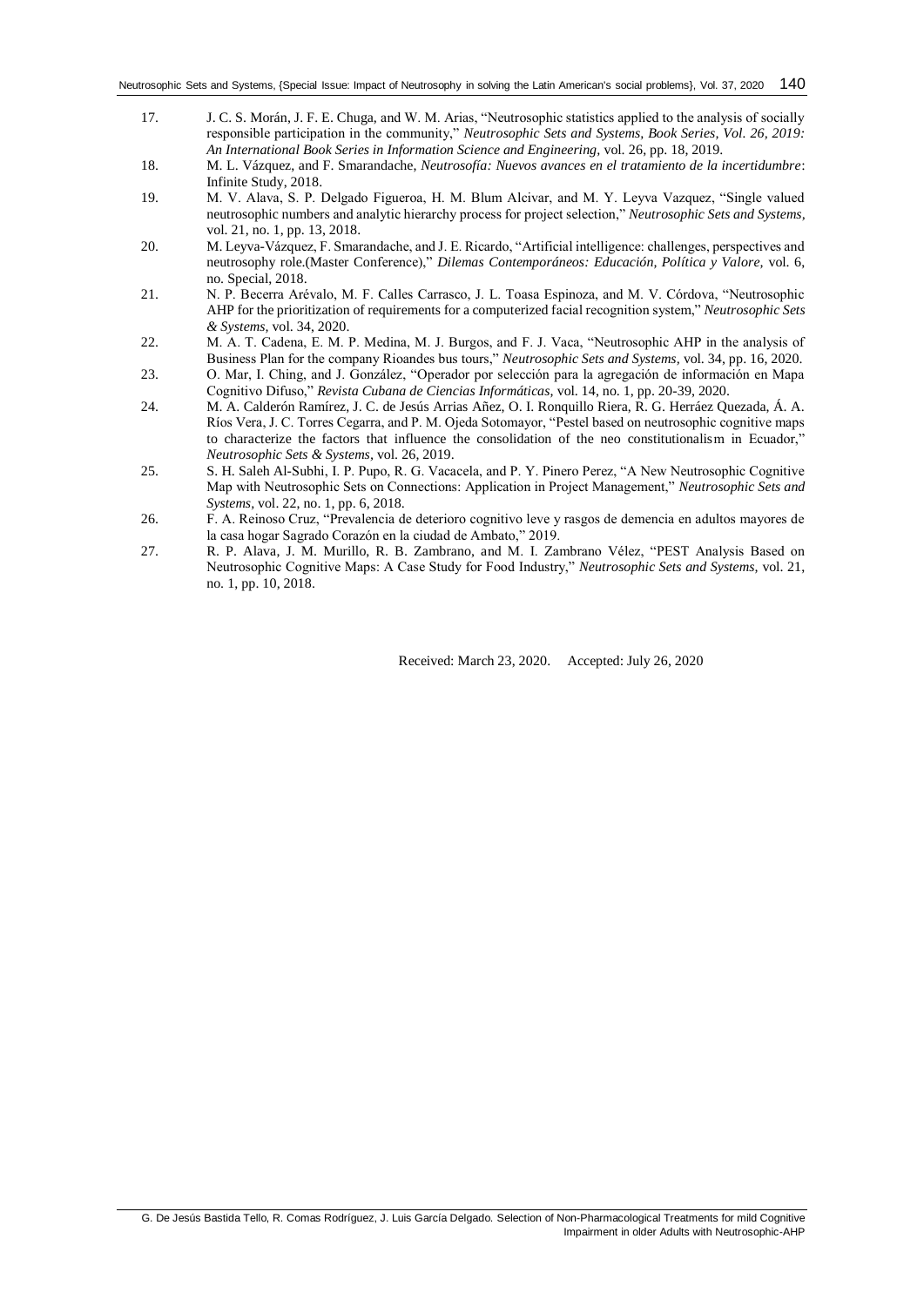17. J. C. S. Morán, J. F. E. Chuga, and W. M. Arias, "Neutrosophic statistics applied to the analysis of socially responsible participation in the community," *Neutrosophic Sets and Systems, Book Series, Vol. 26, 2019: An International Book Series in Information Science and Engineering,* vol. 26, pp. 18, 2019.
18. M. L. Vázquez, and F. Smarandache, *Neutrosofía: Nuevos avances en el tratamiento de la incertidumbre*: Infinite Study, 2018.
19. M. V. Alava, S. P. Delgado Figueroa, H. M. Blum Alcivar, and M. Y. Leyva Vazquez, "Single valued neutrosophic numbers and analytic hierarchy process for project selection," *Neutrosophic Sets and Systems,* vol. 21, no. 1, pp. 13, 2018.
20. M. Leyva-Vázquez, F. Smarandache, and J. E. Ricardo, "Artificial intelligence: challenges, perspectives and neutrosophy role.(Master Conference)," *Dilemas Contemporáneos: Educación, Política y Valore,* vol. 6, no. Special, 2018.
21. N. P. Becerra Arévalo, M. F. Calles Carrasco, J. L. Toasa Espinoza, and M. V. Córdova, "Neutrosophic AHP for the prioritization of requirements for a computerized facial recognition system," *Neutrosophic Sets & Systems,* vol. 34, 2020.
22. M. A. T. Cadena, E. M. P. Medina, M. J. Burgos, and F. J. Vaca, "Neutrosophic AHP in the analysis of Business Plan for the company Rioandes bus tours," *Neutrosophic Sets and Systems,* vol. 34, pp. 16, 2020.
23. O. Mar, I. Ching, and J. González, "Operador por selección para la agregación de información en Mapa Cognitivo Difuso," *Revista Cubana de Ciencias Informáticas,* vol. 14, no. 1, pp. 20-39, 2020.
24. M. A. Calderón Ramírez, J. C. de Jesús Arrias Añez, O. I. Ronquillo Riera, R. G. Herráez Quezada, Á. A. Ríos Vera, J. C. Torres Cegarra, and P. M. Ojeda Sotomayor, "Pestel based on neutrosophic cognitive maps to characterize the factors that influence the consolidation of the neo constitutionalism in Ecuador," *Neutrosophic Sets & Systems,* vol. 26, 2019.
25. S. H. Saleh Al-Subhi, I. P. Pupo, R. G. Vacacela, and P. Y. Pinero Perez, "A New Neutrosophic Cognitive Map with Neutrosophic Sets on Connections: Application in Project Management," *Neutrosophic Sets and Systems,* vol. 22, no. 1, pp. 6, 2018.
26. F. A. Reinoso Cruz, "Prevalencia de deterioro cognitivo leve y rasgos de demencia en adultos mayores de la casa hogar Sagrado Corazón en la ciudad de Ambato," 2019.
27. R. P. Alava, J. M. Murillo, R. B. Zambrano, and M. I. Zambrano Vélez, "PEST Analysis Based on Neutrosophic Cognitive Maps: A Case Study for Food Industry," *Neutrosophic Sets and Systems,* vol. 21, no. 1, pp. 10, 2018.

Received: March 23, 2020. Accepted: July 26, 2020